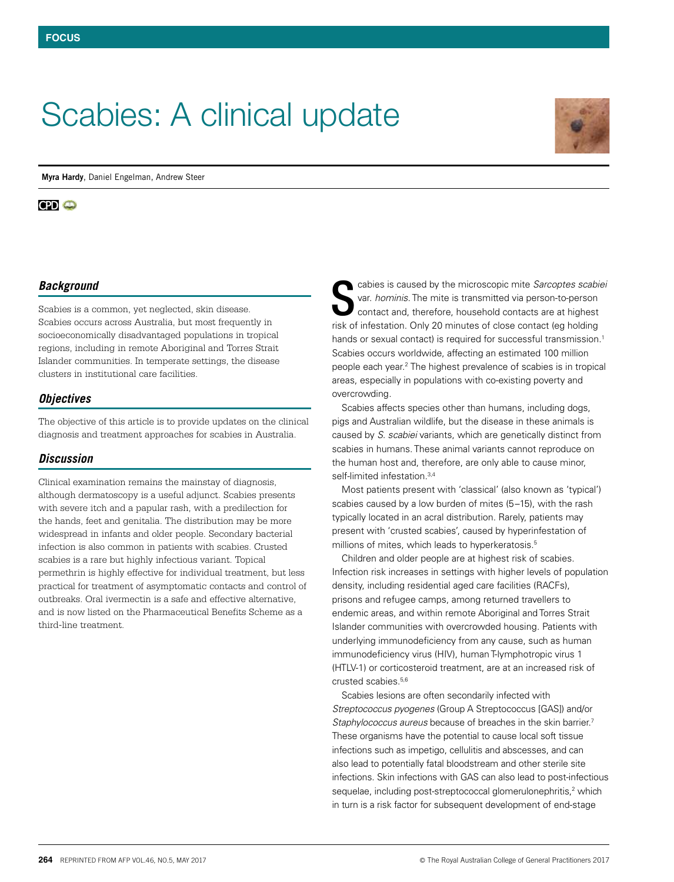# Scabies: A clinical update

**Myra Hardy**, Daniel Engelman, Andrew Steer

## Background

Scabies is a common, yet neglected, skin disease. Scabies occurs across Australia, but most frequently in socioeconomically disadvantaged populations in tropical regions, including in remote Aboriginal and Torres Strait Islander communities. In temperate settings, the disease clusters in institutional care facilities.

## Objectives

The objective of this article is to provide updates on the clinical diagnosis and treatment approaches for scabies in Australia.

## Discussion

Clinical examination remains the mainstay of diagnosis, although dermatoscopy is a useful adjunct. Scabies presents with severe itch and a papular rash, with a predilection for the hands, feet and genitalia. The distribution may be more widespread in infants and older people. Secondary bacterial infection is also common in patients with scabies. Crusted scabies is a rare but highly infectious variant. Topical permethrin is highly effective for individual treatment, but less practical for treatment of asymptomatic contacts and control of outbreaks. Oral ivermectin is a safe and effective alternative, and is now listed on the Pharmaceutical Benefits Scheme as a third-line treatment.

Scabies is caused by the microscopic mite *Sarcoptes scabiei* var. *hominis*. The mite is transmitted via person-to-person contact and, therefore, household contacts are at highest risk of infestation. Only 20 minutes of close contact (eg holding hands or sexual contact) is required for successful transmission.[1] Scabies occurs worldwide, affecting an estimated 100 million people each year.[2] The highest prevalence of scabies is in tropical areas, especially in populations with co-existing poverty and overcrowding.

Scabies affects species other than humans, including dogs, pigs and Australian wildlife, but the disease in these animals is caused by *S. scabiei* variants, which are genetically distinct from scabies in humans. These animal variants cannot reproduce on the human host and, therefore, are only able to cause minor, self-limited infestation.[3,4]

Most patients present with 'classical' (also known as 'typical') scabies caused by a low burden of mites (5–15), with the rash typically located in an acral distribution. Rarely, patients may present with 'crusted scabies', caused by hyperinfestation of millions of mites, which leads to hyperkeratosis.[5]

Children and older people are at highest risk of scabies. Infection risk increases in settings with higher levels of population density, including residential aged care facilities (RACFs), prisons and refugee camps, among returned travellers to endemic areas, and within remote Aboriginal and Torres Strait Islander communities with overcrowded housing. Patients with underlying immunodeficiency from any cause, such as human immunodeficiency virus (HIV), human T-lymphotropic virus 1 (HTLV-1) or corticosteroid treatment, are at an increased risk of crusted scabies.[5,6]

Scabies lesions are often secondarily infected with *Streptococcus pyogenes* (Group A Streptococcus [GAS]) and/or *Staphylococcus aureus* because of breaches in the skin barrier.[7] These organisms have the potential to cause local soft tissue infections such as impetigo, cellulitis and abscesses, and can also lead to potentially fatal bloodstream and other sterile site infections. Skin infections with GAS can also lead to post-infectious sequelae, including post-streptococcal glomerulonephritis,[2] which in turn is a risk factor for subsequent development of end-stage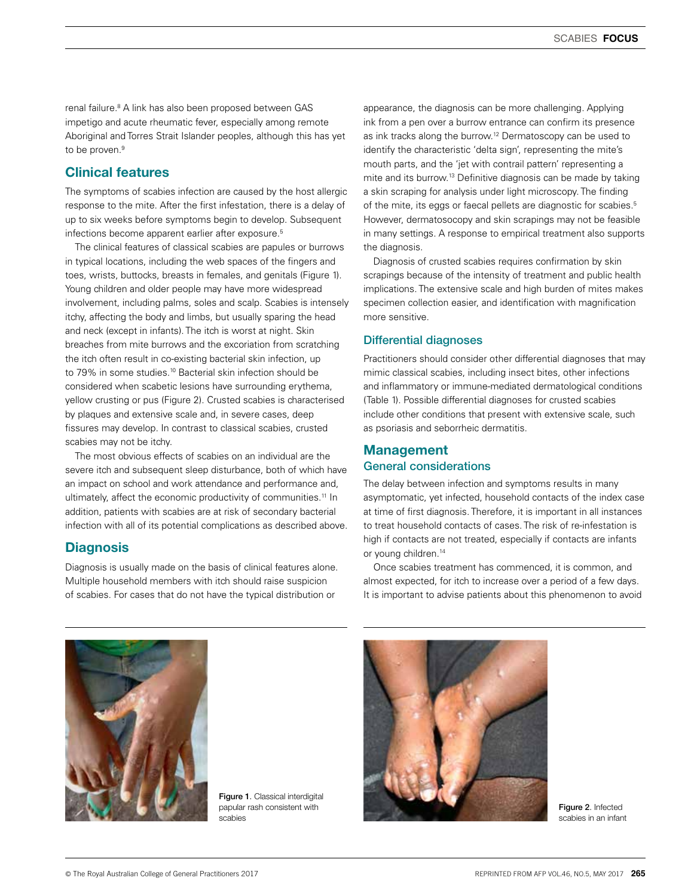renal failure.[8] A link has also been proposed between GAS impetigo and acute rheumatic fever, especially among remote Aboriginal and Torres Strait Islander peoples, although this has yet to be proven.[9]

## Clinical features

The symptoms of scabies infection are caused by the host allergic response to the mite. After the first infestation, there is a delay of up to six weeks before symptoms begin to develop. Subsequent infections become apparent earlier after exposure.[5]

The clinical features of classical scabies are papules or burrows in typical locations, including the web spaces of the fingers and toes, wrists, buttocks, breasts in females, and genitals (Figure 1). Young children and older people may have more widespread involvement, including palms, soles and scalp. Scabies is intensely itchy, affecting the body and limbs, but usually sparing the head and neck (except in infants). The itch is worst at night. Skin breaches from mite burrows and the excoriation from scratching the itch often result in co-existing bacterial skin infection, up to 79% in some studies.[10] Bacterial skin infection should be considered when scabetic lesions have surrounding erythema, yellow crusting or pus (Figure 2). Crusted scabies is characterised by plaques and extensive scale and, in severe cases, deep fissures may develop. In contrast to classical scabies, crusted scabies may not be itchy.

The most obvious effects of scabies on an individual are the severe itch and subsequent sleep disturbance, both of which have an impact on school and work attendance and performance and, ultimately, affect the economic productivity of communities.[11] In addition, patients with scabies are at risk of secondary bacterial infection with all of its potential complications as described above.

## Diagnosis

Diagnosis is usually made on the basis of clinical features alone. Multiple household members with itch should raise suspicion of scabies. For cases that do not have the typical distribution or appearance, the diagnosis can be more challenging. Applying ink from a pen over a burrow entrance can confirm its presence as ink tracks along the burrow.[12] Dermatoscopy can be used to identify the characteristic 'delta sign', representing the mite's mouth parts, and the 'jet with contrail pattern' representing a mite and its burrow.[13] Definitive diagnosis can be made by taking a skin scraping for analysis under light microscopy. The finding of the mite, its eggs or faecal pellets are diagnostic for scabies.[5] However, dermatosocopy and skin scrapings may not be feasible in many settings. A response to empirical treatment also supports the diagnosis.

Diagnosis of crusted scabies requires confirmation by skin scrapings because of the intensity of treatment and public health implications. The extensive scale and high burden of mites makes specimen collection easier, and identification with magnification more sensitive.

### Differential diagnoses

Practitioners should consider other differential diagnoses that may mimic classical scabies, including insect bites, other infections and inflammatory or immune-mediated dermatological conditions (Table 1). Possible differential diagnoses for crusted scabies include other conditions that present with extensive scale, such as psoriasis and seborrheic dermatitis.

## Management

### General considerations

The delay between infection and symptoms results in many asymptomatic, yet infected, household contacts of the index case at time of first diagnosis. Therefore, it is important in all instances to treat household contacts of cases. The risk of re-infestation is high if contacts are not treated, especially if contacts are infants or young children.[14]

Once scabies treatment has commenced, it is common, and almost expected, for itch to increase over a period of a few days. It is important to advise patients about this phenomenon to avoid

**Figure 1**. Classical interdigital papular rash consistent with scabies

**Figure 2**. Infected scabies in an infant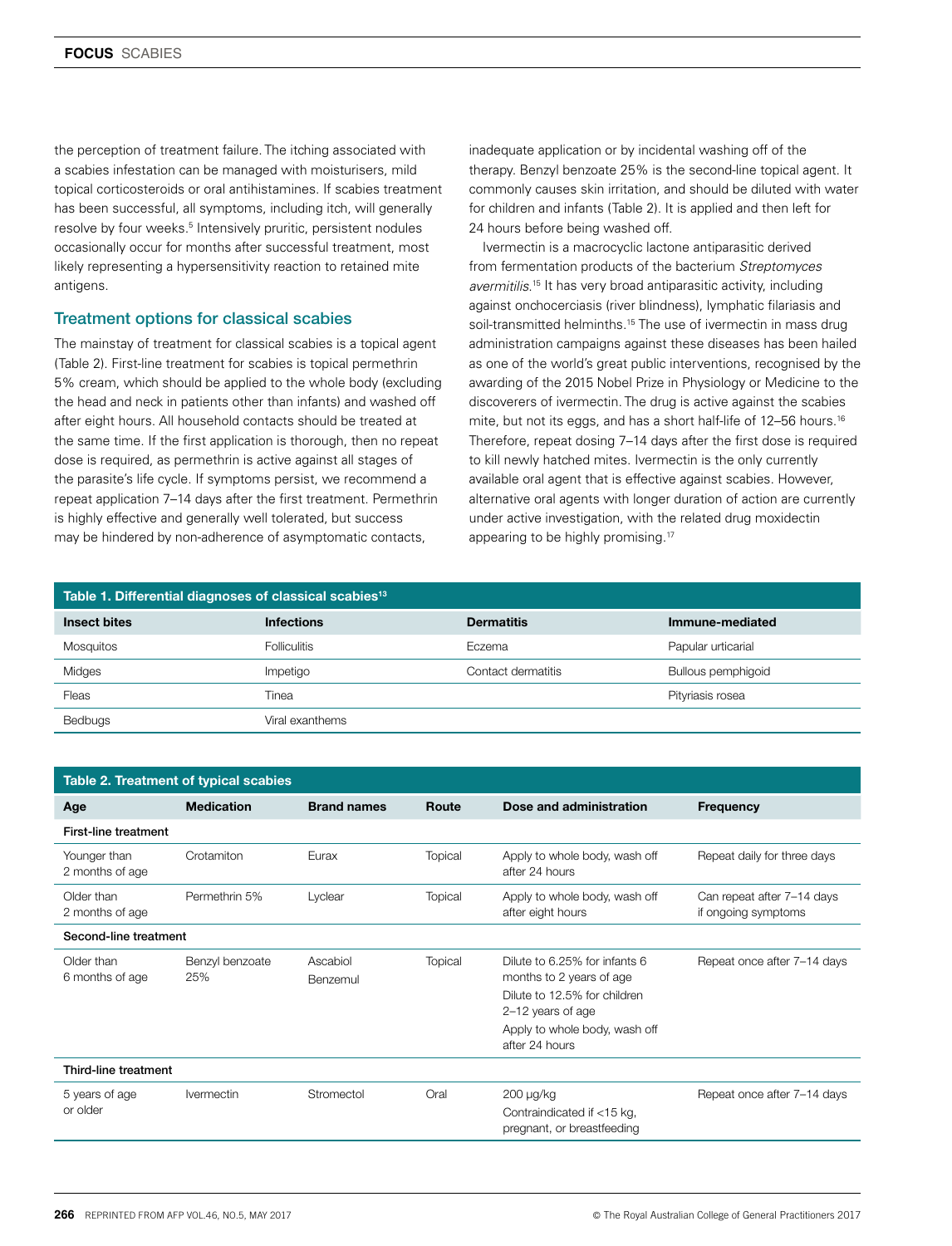the perception of treatment failure. The itching associated with a scabies infestation can be managed with moisturisers, mild topical corticosteroids or oral antihistamines. If scabies treatment has been successful, all symptoms, including itch, will generally resolve by four weeks.[5] Intensively pruritic, persistent nodules occasionally occur for months after successful treatment, most likely representing a hypersensitivity reaction to retained mite antigens.

## Treatment options for classical scabies

The mainstay of treatment for classical scabies is a topical agent (Table 2). First-line treatment for scabies is topical permethrin 5% cream, which should be applied to the whole body (excluding the head and neck in patients other than infants) and washed off after eight hours. All household contacts should be treated at the same time. If the first application is thorough, then no repeat dose is required, as permethrin is active against all stages of the parasite's life cycle. If symptoms persist, we recommend a repeat application 7–14 days after the first treatment. Permethrin is highly effective and generally well tolerated, but success may be hindered by non-adherence of asymptomatic contacts, inadequate application or by incidental washing off of the therapy. Benzyl benzoate 25% is the second-line topical agent. It commonly causes skin irritation, and should be diluted with water for children and infants (Table 2). It is applied and then left for 24 hours before being washed off.

Ivermectin is a macrocyclic lactone antiparasitic derived from fermentation products of the bacterium *Streptomyces avermitilis*.[15] It has very broad antiparasitic activity, including against onchocerciasis (river blindness), lymphatic filariasis and soil-transmitted helminths.[15] The use of ivermectin in mass drug administration campaigns against these diseases has been hailed as one of the world's great public interventions, recognised by the awarding of the 2015 Nobel Prize in Physiology or Medicine to the discoverers of ivermectin. The drug is active against the scabies mite, but not its eggs, and has a short half-life of 12–56 hours.[16] Therefore, repeat dosing 7–14 days after the first dose is required to kill newly hatched mites. Ivermectin is the only currently available oral agent that is effective against scabies. However, alternative oral agents with longer duration of action are currently under active investigation, with the related drug moxidectin appearing to be highly promising.[17]

**Table 1. Differential diagnoses of classical scabies[13]**

| Insect bites | Infections | Dermatitis | Immune-mediated |
|---|---|---|---|
| Mosquitos | Folliculitis | Eczema | Papular urticarial |
| Midges | Impetigo | Contact dermatitis | Bullous pemphigoid |
| Fleas | Tinea | | Pityriasis rosea |
| Bedbugs | Viral exanthems | | |

**Table 2. Treatment of typical scabies**

| Age | Medication | Brand names | Route | Dose and administration | Frequency |
|---|---|---|---|---|---|
| **First-line treatment** | | | | | |
| Younger than 2 months of age | Crotamiton | Eurax | Topical | Apply to whole body, wash off after 24 hours | Repeat daily for three days |
| Older than 2 months of age | Permethrin 5% | Lyclear | Topical | Apply to whole body, wash off after eight hours | Can repeat after 7–14 days if ongoing symptoms |
| **Second-line treatment** | | | | | |
| Older than 6 months of age | Benzyl benzoate 25% | Ascabiol<br>Benzemul | Topical | Dilute to 6.25% for infants 6 months to 2 years of age<br>Dilute to 12.5% for children 2–12 years of age<br>Apply to whole body, wash off after 24 hours | Repeat once after 7–14 days |
| **Third-line treatment** | | | | | |
| 5 years of age or older | Ivermectin | Stromectol | Oral | 200 μg/kg<br>Contraindicated if <15 kg, pregnant, or breastfeeding | Repeat once after 7–14 days |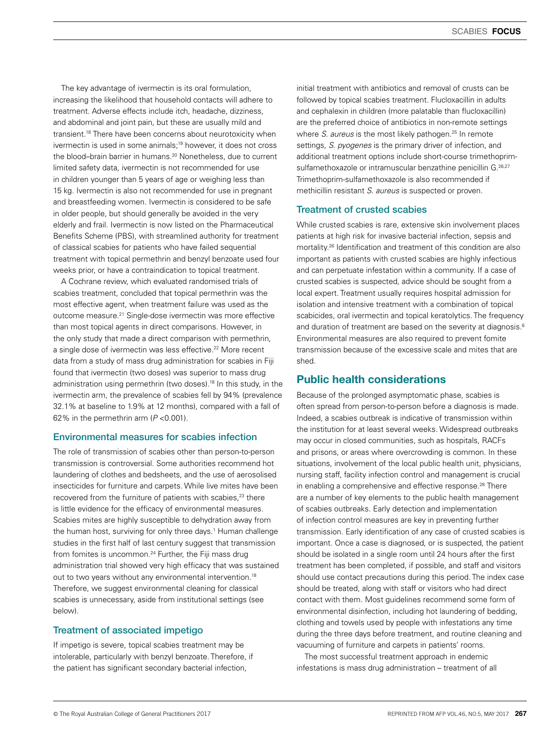The key advantage of ivermectin is its oral formulation, increasing the likelihood that household contacts will adhere to treatment. Adverse effects include itch, headache, dizziness, and abdominal and joint pain, but these are usually mild and transient.[18] There have been concerns about neurotoxicity when ivermectin is used in some animals;[19] however, it does not cross the blood–brain barrier in humans.[20] Nonetheless, due to current limited safety data, ivermectin is not recommended for use in children younger than 5 years of age or weighing less than 15 kg. Ivermectin is also not recommended for use in pregnant and breastfeeding women. Ivermectin is considered to be safe in older people, but should generally be avoided in the very elderly and frail. Ivermectin is now listed on the Pharmaceutical Benefits Scheme (PBS), with streamlined authority for treatment of classical scabies for patients who have failed sequential treatment with topical permethrin and benzyl benzoate used four weeks prior, or have a contraindication to topical treatment.

A Cochrane review, which evaluated randomised trials of scabies treatment, concluded that topical permethrin was the most effective agent, when treatment failure was used as the outcome measure.[21] Single-dose ivermectin was more effective than most topical agents in direct comparisons. However, in the only study that made a direct comparison with permethrin, a single dose of ivermectin was less effective.[22] More recent data from a study of mass drug administration for scabies in Fiji found that ivermectin (two doses) was superior to mass drug administration using permethrin (two doses).[18] In this study, in the ivermectin arm, the prevalence of scabies fell by 94% (prevalence 32.1% at baseline to 1.9% at 12 months), compared with a fall of 62% in the permethrin arm ($P < 0.001$).

### Environmental measures for scabies infection

The role of transmission of scabies other than person-to-person transmission is controversial. Some authorities recommend hot laundering of clothes and bedsheets, and the use of aerosolised insecticides for furniture and carpets. While live mites have been recovered from the furniture of patients with scabies,[23] there is little evidence for the efficacy of environmental measures. Scabies mites are highly susceptible to dehydration away from the human host, surviving for only three days.[1] Human challenge studies in the first half of last century suggest that transmission from fomites is uncommon.[24] Further, the Fiji mass drug administration trial showed very high efficacy that was sustained out to two years without any environmental intervention.[18] Therefore, we suggest environmental cleaning for classical scabies is unnecessary, aside from institutional settings (see below).

### Treatment of associated impetigo

If impetigo is severe, topical scabies treatment may be intolerable, particularly with benzyl benzoate. Therefore, if the patient has significant secondary bacterial infection, initial treatment with antibiotics and removal of crusts can be followed by topical scabies treatment. Flucloxacillin in adults and cephalexin in children (more palatable than flucloxacillin) are the preferred choice of antibiotics in non-remote settings where *S. aureus* is the most likely pathogen.[25] In remote settings, *S. pyogenes* is the primary driver of infection, and additional treatment options include short-course trimethoprim-sulfamethoxazole or intramuscular benzathine penicillin G.[26,27] Trimethoprim-sulfamethoxazole is also recommended if methicillin resistant *S. aureus* is suspected or proven.

### Treatment of crusted scabies

While crusted scabies is rare, extensive skin involvement places patients at high risk for invasive bacterial infection, sepsis and mortality.[26] Identification and treatment of this condition are also important as patients with crusted scabies are highly infectious and can perpetuate infestation within a community. If a case of crusted scabies is suspected, advice should be sought from a local expert. Treatment usually requires hospital admission for isolation and intensive treatment with a combination of topical scabicides, oral ivermectin and topical keratolytics. The frequency and duration of treatment are based on the severity at diagnosis.[6] Environmental measures are also required to prevent fomite transmission because of the excessive scale and mites that are shed.

## Public health considerations

Because of the prolonged asymptomatic phase, scabies is often spread from person-to-person before a diagnosis is made. Indeed, a scabies outbreak is indicative of transmission within the institution for at least several weeks. Widespread outbreaks may occur in closed communities, such as hospitals, RACFs and prisons, or areas where overcrowding is common. In these situations, involvement of the local public health unit, physicians, nursing staff, facility infection control and management is crucial in enabling a comprehensive and effective response.[28] There are a number of key elements to the public health management of scabies outbreaks. Early detection and implementation of infection control measures are key in preventing further transmission. Early identification of any case of crusted scabies is important. Once a case is diagnosed, or is suspected, the patient should be isolated in a single room until 24 hours after the first treatment has been completed, if possible, and staff and visitors should use contact precautions during this period. The index case should be treated, along with staff or visitors who had direct contact with them. Most guidelines recommend some form of environmental disinfection, including hot laundering of bedding, clothing and towels used by people with infestations any time during the three days before treatment, and routine cleaning and vacuuming of furniture and carpets in patients' rooms.

The most successful treatment approach in endemic infestations is mass drug administration – treatment of all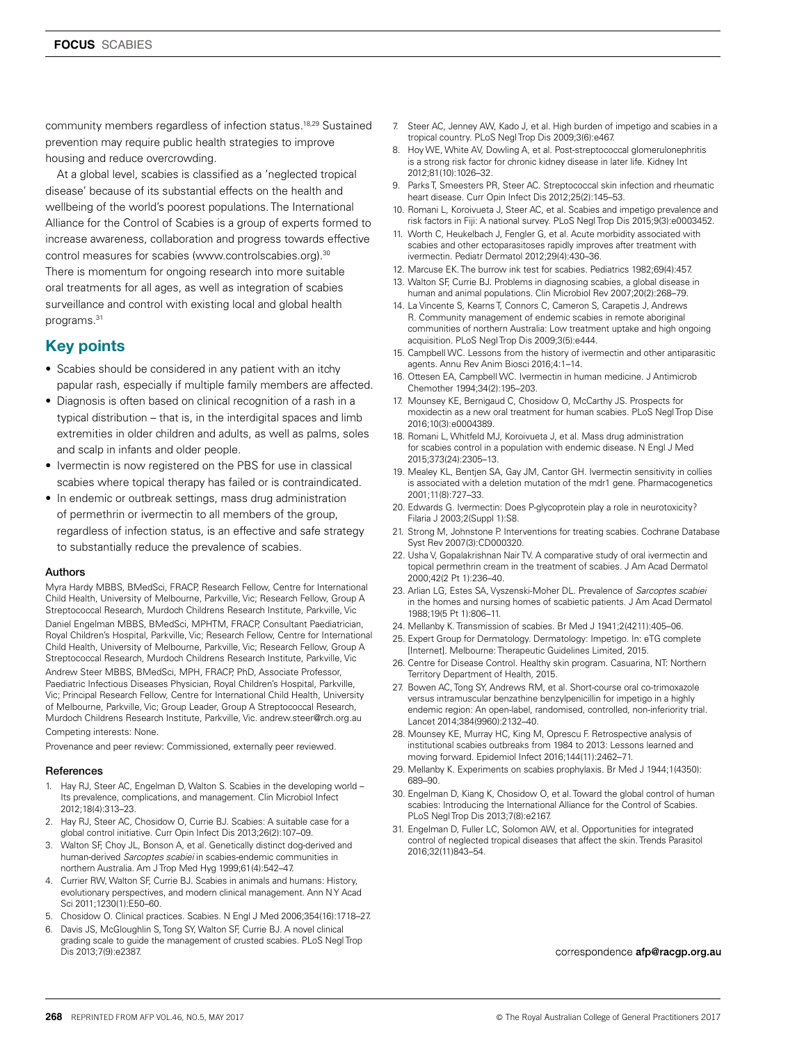community members regardless of infection status.[18,29] Sustained prevention may require public health strategies to improve housing and reduce overcrowding.

At a global level, scabies is classified as a 'neglected tropical disease' because of its substantial effects on the health and wellbeing of the world's poorest populations. The International Alliance for the Control of Scabies is a group of experts formed to increase awareness, collaboration and progress towards effective control measures for scabies (www.controlscabies.org).[30] There is momentum for ongoing research into more suitable oral treatments for all ages, as well as integration of scabies surveillance and control with existing local and global health programs.[31]

## Key points

- Scabies should be considered in any patient with an itchy papular rash, especially if multiple family members are affected.
- Diagnosis is often based on clinical recognition of a rash in a typical distribution – that is, in the interdigital spaces and limb extremities in older children and adults, as well as palms, soles and scalp in infants and older people.
- Ivermectin is now registered on the PBS for use in classical scabies where topical therapy has failed or is contraindicated.
- In endemic or outbreak settings, mass drug administration of permethrin or ivermectin to all members of the group, regardless of infection status, is an effective and safe strategy to substantially reduce the prevalence of scabies.

### Authors

Myra Hardy MBBS, BMedSci, FRACP, Research Fellow, Centre for International Child Health, University of Melbourne, Parkville, Vic; Research Fellow, Group A Streptococcal Research, Murdoch Childrens Research Institute, Parkville, Vic

Daniel Engelman MBBS, BMedSci, MPHTM, FRACP, Consultant Paediatrician, Royal Children's Hospital, Parkville, Vic; Research Fellow, Centre for International Child Health, University of Melbourne, Parkville, Vic; Research Fellow, Group A Streptococcal Research, Murdoch Childrens Research Institute, Parkville, Vic

Andrew Steer MBBS, BMedSci, MPH, FRACP, PhD, Associate Professor, Paediatric Infectious Diseases Physician, Royal Children's Hospital, Parkville, Vic; Principal Research Fellow, Centre for International Child Health, University of Melbourne, Parkville, Vic; Group Leader, Group A Streptococcal Research, Murdoch Childrens Research Institute, Parkville, Vic. andrew.steer@rch.org.au

Competing interests: None.

Provenance and peer review: Commissioned, externally peer reviewed.

### References

1. Hay RJ, Steer AC, Engelman D, Walton S. Scabies in the developing world – Its prevalence, complications, and management. Clin Microbiol Infect 2012;18(4):313–23.
2. Hay RJ, Steer AC, Chosidow O, Currie BJ. Scabies: A suitable case for a global control initiative. Curr Opin Infect Dis 2013;26(2):107–09.
3. Walton SF, Choy JL, Bonson A, et al. Genetically distinct dog-derived and human-derived *Sarcoptes scabiei* in scabies-endemic communities in northern Australia. Am J Trop Med Hyg 1999;61(4):542–47.
4. Currier RW, Walton SF, Currie BJ. Scabies in animals and humans: History, evolutionary perspectives, and modern clinical management. Ann N Y Acad Sci 2011;1230(1):E50–60.
5. Chosidow O. Clinical practices. Scabies. N Engl J Med 2006;354(16):1718–27.
6. Davis JS, McGloughlin S, Tong SY, Walton SF, Currie BJ. A novel clinical grading scale to guide the management of crusted scabies. PLoS Negl Trop Dis 2013;7(9):e2387.
7. Steer AC, Jenney AW, Kado J, et al. High burden of impetigo and scabies in a tropical country. PLoS Negl Trop Dis 2009;3(6):e467.
8. Hoy WE, White AV, Dowling A, et al. Post-streptococcal glomerulonephritis is a strong risk factor for chronic kidney disease in later life. Kidney Int 2012;81(10):1026–32.
9. Parks T, Smeesters PR, Steer AC. Streptococcal skin infection and rheumatic heart disease. Curr Opin Infect Dis 2012;25(2):145–53.
10. Romani L, Koroivueta J, Steer AC, et al. Scabies and impetigo prevalence and risk factors in Fiji: A national survey. PLoS Negl Trop Dis 2015;9(3):e0003452.
11. Worth C, Heukelbach J, Fengler G, et al. Acute morbidity associated with scabies and other ectoparasitoses rapidly improves after treatment with ivermectin. Pediatr Dermatol 2012;29(4):430–36.
12. Marcuse EK. The burrow ink test for scabies. Pediatrics 1982;69(4):457.
13. Walton SF, Currie BJ. Problems in diagnosing scabies, a global disease in human and animal populations. Clin Microbiol Rev 2007;20(2):268–79.
14. La Vincente S, Kearns T, Connors C, Cameron S, Carapetis J, Andrews R. Community management of endemic scabies in remote aboriginal communities of northern Australia: Low treatment uptake and high ongoing acquisition. PLoS Negl Trop Dis 2009;3(5):e444.
15. Campbell WC. Lessons from the history of ivermectin and other antiparasitic agents. Annu Rev Anim Biosci 2016;4:1–14.
16. Ottesen EA, Campbell WC. Ivermectin in human medicine. J Antimicrob Chemother 1994;34(2):195–203.
17. Mounsey KE, Bernigaud C, Chosidow O, McCarthy JS. Prospects for moxidectin as a new oral treatment for human scabies. PLoS Negl Trop Dise 2016;10(3):e0004389.
18. Romani L, Whitfeld MJ, Koroivueta J, et al. Mass drug administration for scabies control in a population with endemic disease. N Engl J Med 2015;373(24):2305–13.
19. Mealey KL, Bentjen SA, Gay JM, Cantor GH. Ivermectin sensitivity in collies is associated with a deletion mutation of the mdr1 gene. Pharmacogenetics 2001;11(8):727–33.
20. Edwards G. Ivermectin: Does P-glycoprotein play a role in neurotoxicity? Filaria J 2003;2(Suppl 1):S8.
21. Strong M, Johnstone P. Interventions for treating scabies. Cochrane Database Syst Rev 2007(3):CD000320.
22. Usha V, Gopalakrishnan Nair TV. A comparative study of oral ivermectin and topical permethrin cream in the treatment of scabies. J Am Acad Dermatol 2000;42(2 Pt 1):236–40.
23. Arlian LG, Estes SA, Vyszenski-Moher DL. Prevalence of *Sarcoptes scabiei* in the homes and nursing homes of scabietic patients. J Am Acad Dermatol 1988;19(5 Pt 1):806–11.
24. Mellanby K. Transmission of scabies. Br Med J 1941;2(4211):405–06.
25. Expert Group for Dermatology. Dermatology: Impetigo. In: eTG complete [Internet]. Melbourne: Therapeutic Guidelines Limited, 2015.
26. Centre for Disease Control. Healthy skin program. Casuarina, NT: Northern Territory Department of Health, 2015.
27. Bowen AC, Tong SY, Andrews RM, et al. Short-course oral co-trimoxazole versus intramuscular benzathine benzylpenicillin for impetigo in a highly endemic region: An open-label, randomised, controlled, non-inferiority trial. Lancet 2014;384(9960):2132–40.
28. Mounsey KE, Murray HC, King M, Oprescu F. Retrospective analysis of institutional scabies outbreaks from 1984 to 2013: Lessons learned and moving forward. Epidemiol Infect 2016;144(11):2462–71.
29. Mellanby K. Experiments on scabies prophylaxis. Br Med J 1944;1(4350): 689–90.
30. Engelman D, Kiang K, Chosidow O, et al. Toward the global control of human scabies: Introducing the International Alliance for the Control of Scabies. PLoS Negl Trop Dis 2013;7(8):e2167.
31. Engelman D, Fuller LC, Solomon AW, et al. Opportunities for integrated control of neglected tropical diseases that affect the skin. Trends Parasitol 2016;32(11)843–54.

correspondence **afp@racgp.org.au**